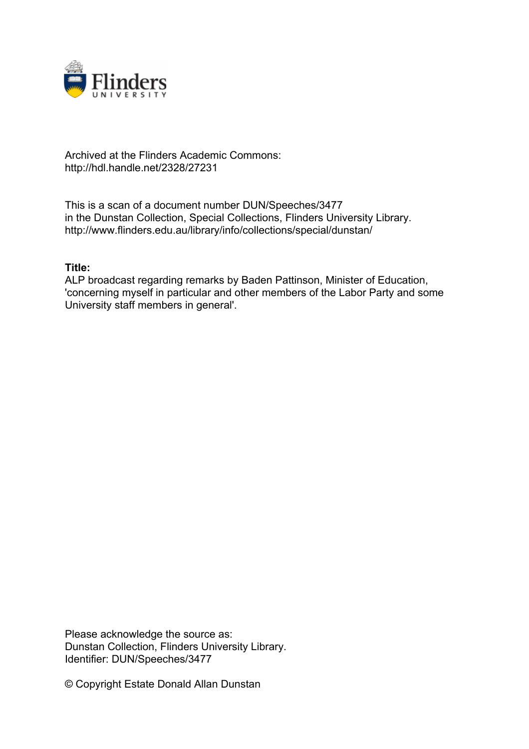Archived at the Flinders Academic Commons:
http://hdl.handle.net/2328/27231

This is a scan of a document number DUN/Speeches/3477
in the Dunstan Collection, Special Collections, Flinders University Library.
http://www.flinders.edu.au/library/info/collections/special/dunstan/

**Title:**
ALP broadcast regarding remarks by Baden Pattinson, Minister of Education, 'concerning myself in particular and other members of the Labor Party and some University staff members in general'.

Please acknowledge the source as:
Dunstan Collection, Flinders University Library.
Identifier: DUN/Speeches/3477

© Copyright Estate Donald Allan Dunstan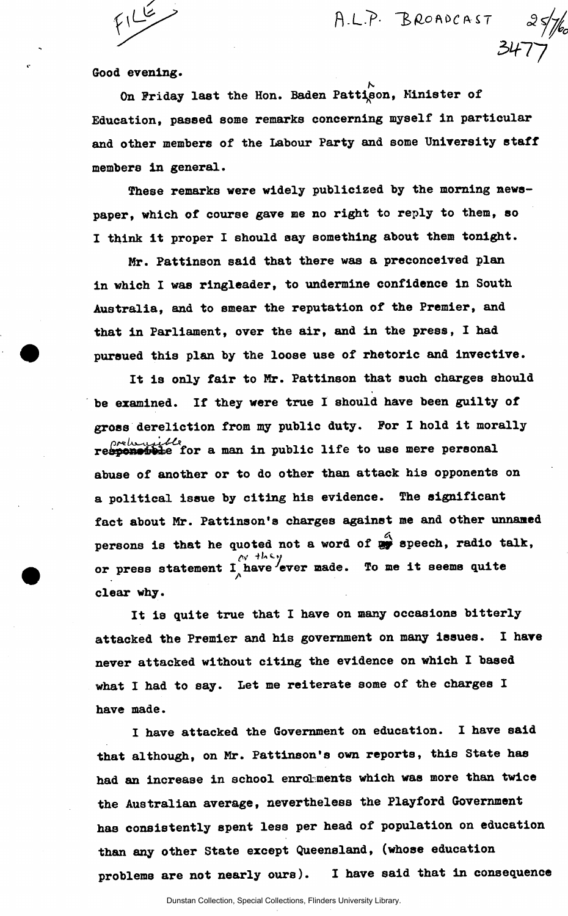Good evening.

On Friday last the Hon. Baden Pattinson, Minister of Education, passed some remarks concerning myself in particular and other members of the Labour Party and some University staff members in general.

These remarks were widely publicized by the morning newspaper, which of course gave me no right to reply to them, so I think it proper I should say something about them tonight.

Mr. Pattinson said that there was a preconceived plan in which I was ringleader, to undermine confidence in South Australia, and to smear the reputation of the Premier, and that in Parliament, over the air, and in the press, I had pursued this plan by the loose use of rhetoric and invective.

It is only fair to Mr. Pattinson that such charges should be examined. If they were true I should have been guilty of gross dereliction from my public duty. For I hold it morally reprehensible for a man in public life to use mere personal abuse of another or to do other than attack his opponents on a political issue by citing his evidence. The significant fact about Mr. Pattinson's charges against me and other unnamed persons is that he quoted not a word of a speech, radio talk, or press statement I or they have ever made. To me it seems quite clear why.

It is quite true that I have on many occasions bitterly attacked the Premier and his government on many issues. I have never attacked without citing the evidence on which I based what I had to say. Let me reiterate some of the charges I have made.

I have attacked the Government on education. I have said that although, on Mr. Pattinson's own reports, this State has had an increase in school enrolments which was more than twice the Australian average, nevertheless the Playford Government has consistently spent less per head of population on education than any other State except Queensland, (whose education problems are not nearly ours). I have said that in consequence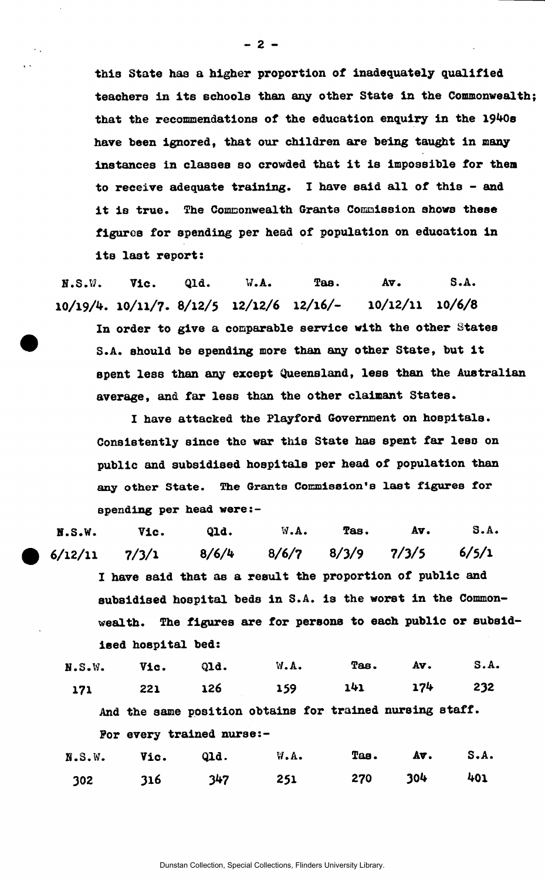this State has a higher proportion of inadequately qualified teachers in its schools than any other State in the Commonwealth; that the recommendations of the education enquiry in the 1940s have been ignored, that our children are being taught in many instances in classes so crowded that it is impossible for them to receive adequate training. I have said all of this - and it is true. The Commonwealth Grants Commission shows these figures for spending per head of population on education in its last report:

| N.S.W. | Vic. | Qld. | W.A. | Tas. | Av. | S.A. |
|---|---|---|---|---|---|---|
| 10/19/4. | 10/11/7. | 8/12/5 | 12/12/6 | 12/16/- | 10/12/11 | 10/6/8 |

In order to give a comparable service with the other States S.A. should be spending more than any other State, but it spent less than any except Queensland, less than the Australian average, and far less than the other claimant States.

I have attacked the Playford Government on hospitals. Consistently since the war this State has spent far less on public and subsidised hospitals per head of population than any other State. The Grants Commission's last figures for spending per head were:-

| N.S.W. | Vic. | Qld. | W.A. | Tas. | Av. | S.A. |
|---|---|---|---|---|---|---|
| 6/12/11 | 7/3/1 | 8/6/4 | 8/6/7 | 8/3/9 | 7/3/5 | 6/5/1 |

I have said that as a result the proportion of public and subsidised hospital beds in S.A. is the worst in the Commonwealth. The figures are for persons to each public or subsidised hospital bed:

| N.S.W. | Vic. | Qld. | W.A. | Tas. | Av. | S.A. |
|---|---|---|---|---|---|---|
| 171 | 221 | 126 | 159 | 141 | 174 | 232 |

And the same position obtains for trained nursing staff.

For every trained nurse:-

| N.S.W. | Vic. | Qld. | W.A. | Tas. | Av. | S.A. |
|---|---|---|---|---|---|---|
| 302 | 316 | 347 | 251 | 270 | 304 | 401 |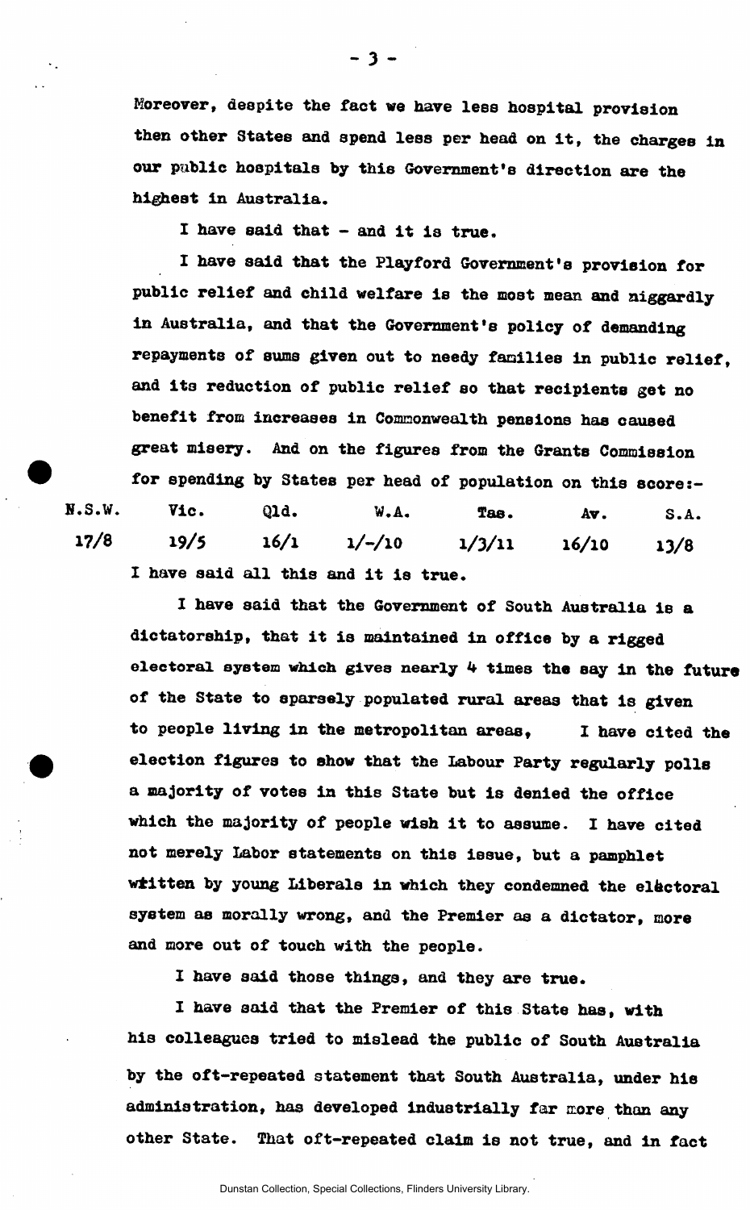Moreover, despite the fact we have less hospital provision then other States and spend less per head on it, the charges in our public hospitals by this Government's direction are the highest in Australia.

I have said that - and it is true.

I have said that the Playford Government's provision for public relief and child welfare is the most mean and niggardly in Australia, and that the Government's policy of demanding repayments of sums given out to needy families in public relief, and its reduction of public relief so that recipients get no benefit from increases in Commonwealth pensions has caused great misery. And on the figures from the Grants Commission for spending by States per head of population on this score:-

| N.S.W. | Vic. | Qld. | W.A. | Tas. | Av. | S.A. |
|---|---|---|---|---|---|---|
| 17/8 | 19/5 | 16/1 | 1/-/10 | 1/3/11 | 16/10 | 13/8 |

I have said all this and it is true.

I have said that the Government of South Australia is a dictatorship, that it is maintained in office by a rigged electoral system which gives nearly 4 times the say in the future of the State to sparsely populated rural areas that is given to people living in the metropolitan areas, I have cited the election figures to show that the Labour Party regularly polls a majority of votes in this State but is denied the office which the majority of people wish it to assume. I have cited not merely Labor statements on this issue, but a pamphlet written by young Liberals in which they condemned the electoral system as morally wrong, and the Premier as a dictator, more and more out of touch with the people.

I have said those things, and they are true.

I have said that the Premier of this State has, with his colleagues tried to mislead the public of South Australia by the oft-repeated statement that South Australia, under his administration, has developed industrially far more than any other State. That oft-repeated claim is not true, and in fact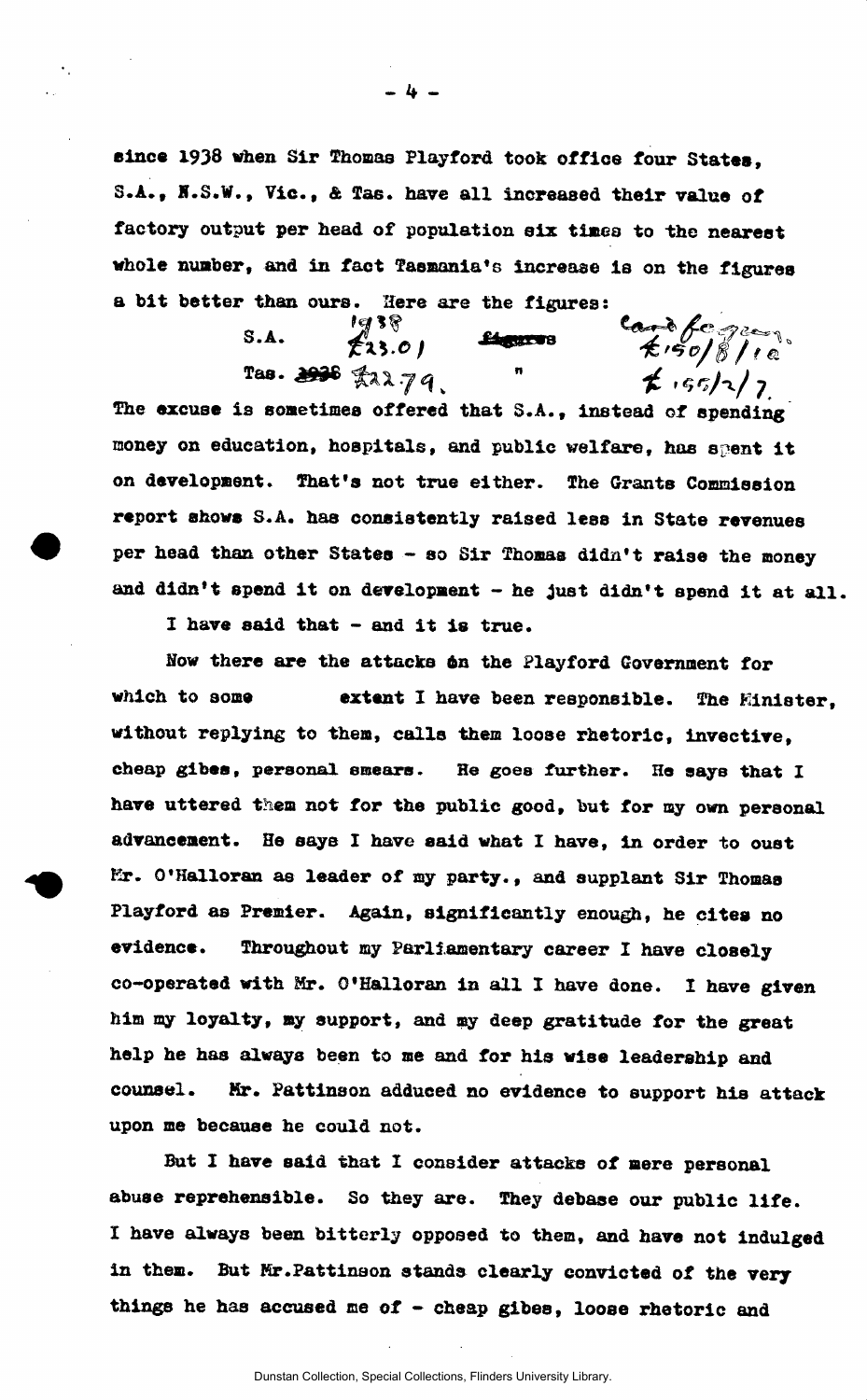since 1938 when Sir Thomas Playford took office four States, S.A., N.S.W., Vic., & Tas. have all increased their value of factory output per head of population six times to the nearest whole number, and in fact Tasmania's increase is on the figures a bit better than ours. Here are the figures:

| | 1938 | | Last figures |
|---|---|---|---|
| S.A. | £23.01 | ~~figures~~ | £150/8/10 |
| Tas. | ~~1936~~ £22.79 | " | £155/2/7 |

The excuse is sometimes offered that S.A., instead of spending money on education, hospitals, and public welfare, has spent it on development. That's not true either. The Grants Commission report shows S.A. has consistently raised less in State revenues per head than other States - so Sir Thomas didn't raise the money and didn't spend it on development - he just didn't spend it at all.

I have said that - and it is true.

Now there are the attacks on the Playford Government for which to some extent I have been responsible. The Minister, without replying to them, calls them loose rhetoric, invective, cheap gibes, personal smears. He goes further. He says that I have uttered them not for the public good, but for my own personal advancement. He says I have said what I have, in order to oust Mr. O'Halloran as leader of my party., and supplant Sir Thomas Playford as Premier. Again, significantly enough, he cites no evidence. Throughout my Parliamentary career I have closely co-operated with Mr. O'Halloran in all I have done. I have given him my loyalty, my support, and my deep gratitude for the great help he has always been to me and for his wise leadership and counsel. Mr. Pattinson adduced no evidence to support his attack upon me because he could not.

But I have said that I consider attacks of mere personal abuse reprehensible. So they are. They debase our public life. I have always been bitterly opposed to them, and have not indulged in them. But Mr.Pattinson stands clearly convicted of the very things he has accused me of - cheap gibes, loose rhetoric and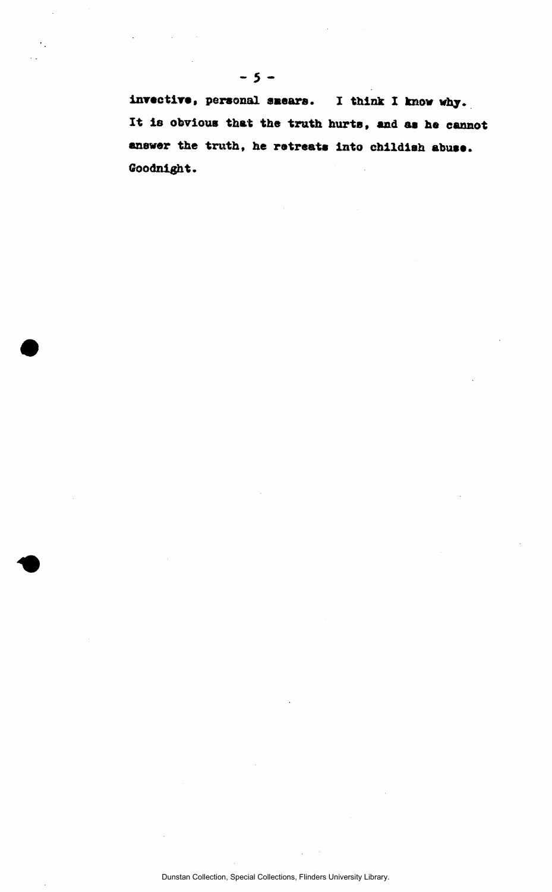invective, personal smears. I think I know why. It is obvious that the truth hurts, and as he cannot answer the truth, he retreats into childish abuse. Goodnight.